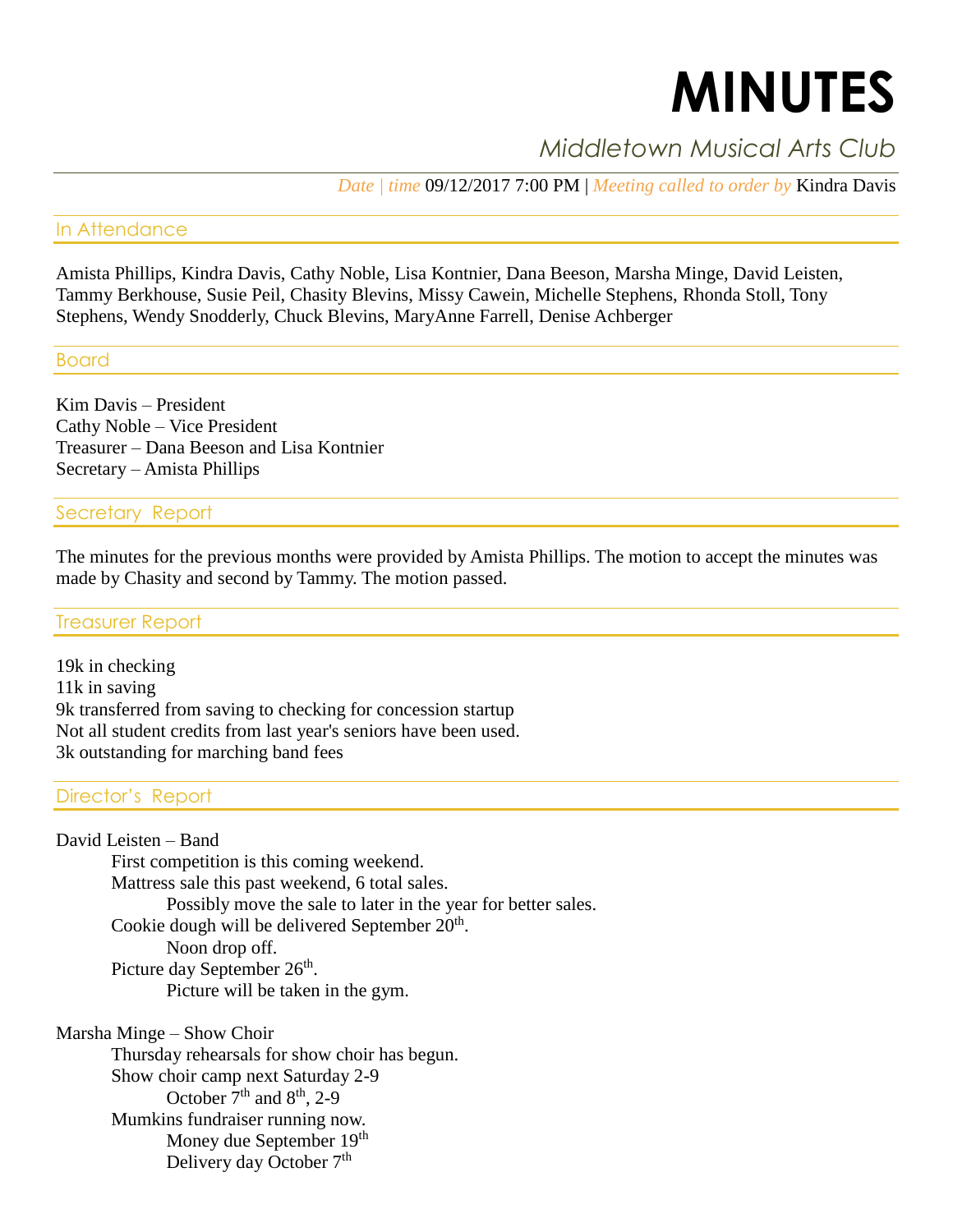# MINUTES

## *Middletown Musical Arts Club*

*Date | time* 09/12/2017 7:00 PM | *Meeting called to order by* Kindra Davis

### In Attendance

Amista Phillips, Kindra Davis, Cathy Noble, Lisa Kontnier, Dana Beeson, Marsha Minge, David Leisten, Tammy Berkhouse, Susie Peil, Chasity Blevins, Missy Cawein, Michelle Stephens, Rhonda Stoll, Tony Stephens, Wendy Snodderly, Chuck Blevins, MaryAnne Farrell, Denise Achberger

### Board

Kim Davis – President
Cathy Noble – Vice President
Treasurer – Dana Beeson and Lisa Kontnier
Secretary – Amista Phillips

### Secretary Report

The minutes for the previous months were provided by Amista Phillips. The motion to accept the minutes was made by Chasity and second by Tammy. The motion passed.

### Treasurer Report

19k in checking
11k in saving
9k transferred from saving to checking for concession startup
Not all student credits from last year's seniors have been used.
3k outstanding for marching band fees

### Director's Report

David Leisten – Band

- First competition is this coming weekend.
- Mattress sale this past weekend, 6 total sales.
  - Possibly move the sale to later in the year for better sales.
- Cookie dough will be delivered September 20th.
  - Noon drop off.
- Picture day September 26th.
  - Picture will be taken in the gym.

Marsha Minge – Show Choir

- Thursday rehearsals for show choir has begun.
- Show choir camp next Saturday 2-9
  - October 7th and 8th, 2-9
- Mumkins fundraiser running now.
  - Money due September 19th
  - Delivery day October 7th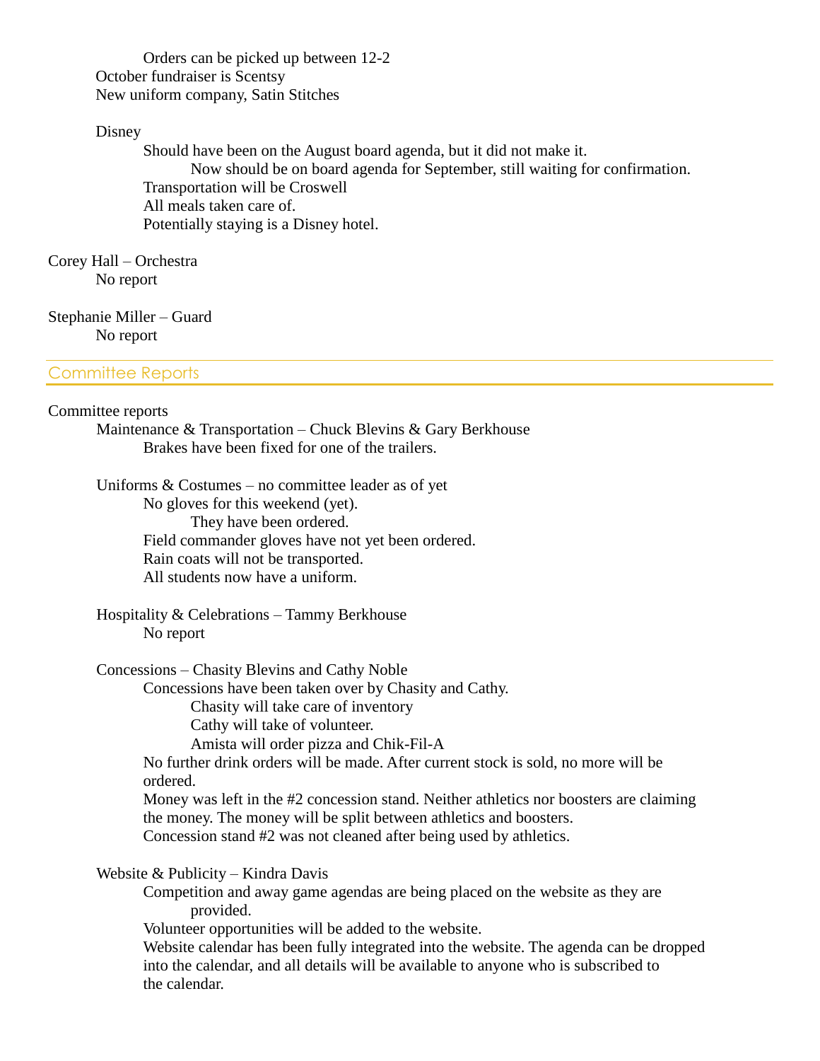- Orders can be picked up between 12-2
- October fundraiser is Scentsy
- New uniform company, Satin Stitches

Disney

- Should have been on the August board agenda, but it did not make it.
  - Now should be on board agenda for September, still waiting for confirmation.
- Transportation will be Croswell
- All meals taken care of.
- Potentially staying is a Disney hotel.

Corey Hall – Orchestra

- No report

Stephanie Miller – Guard

- No report

## Committee Reports

Committee reports

Maintenance & Transportation – Chuck Blevins & Gary Berkhouse

- Brakes have been fixed for one of the trailers.

Uniforms & Costumes – no committee leader as of yet

- No gloves for this weekend (yet).
  - They have been ordered.
- Field commander gloves have not yet been ordered.
- Rain coats will not be transported.
- All students now have a uniform.

Hospitality & Celebrations – Tammy Berkhouse

- No report

Concessions – Chasity Blevins and Cathy Noble

- Concessions have been taken over by Chasity and Cathy.
  - Chasity will take care of inventory
  - Cathy will take of volunteer.
  - Amista will order pizza and Chik-Fil-A
- No further drink orders will be made. After current stock is sold, no more will be ordered.
- Money was left in the #2 concession stand. Neither athletics nor boosters are claiming the money. The money will be split between athletics and boosters.
- Concession stand #2 was not cleaned after being used by athletics.

Website & Publicity – Kindra Davis

- Competition and away game agendas are being placed on the website as they are provided.
- Volunteer opportunities will be added to the website.
- Website calendar has been fully integrated into the website. The agenda can be dropped into the calendar, and all details will be available to anyone who is subscribed to the calendar.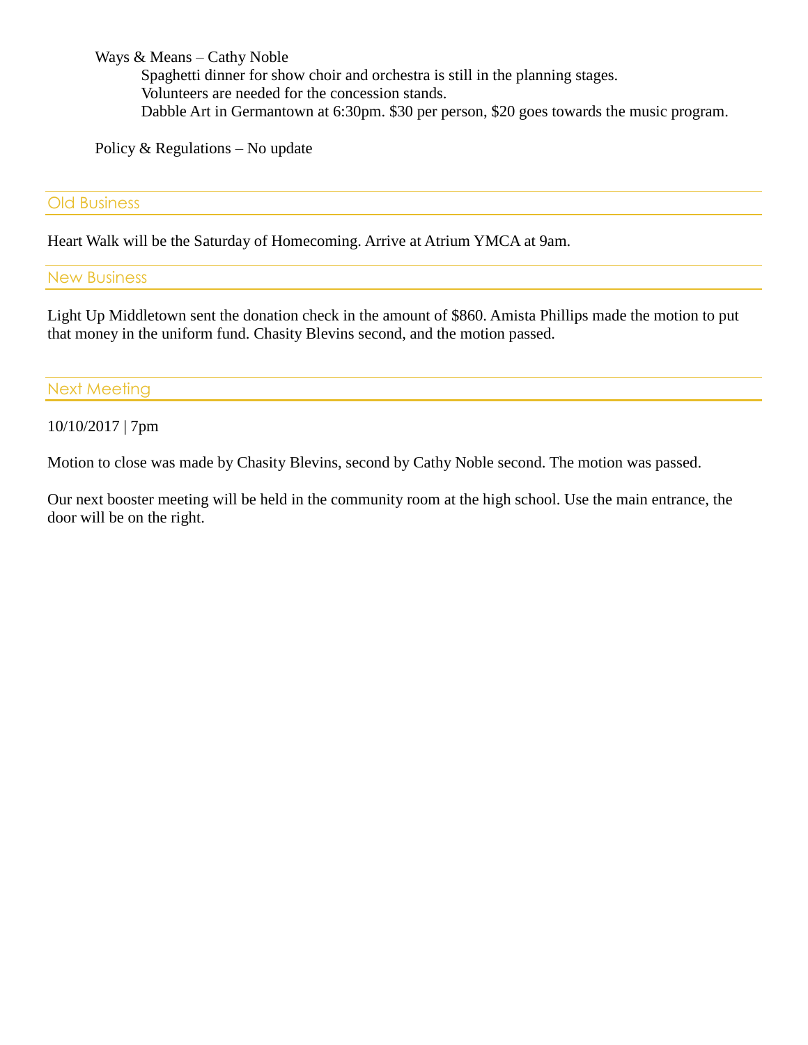Ways & Means – Cathy Noble

Spaghetti dinner for show choir and orchestra is still in the planning stages.
Volunteers are needed for the concession stands.
Dabble Art in Germantown at 6:30pm. $30 per person, $20 goes towards the music program.

Policy & Regulations – No update

## Old Business

Heart Walk will be the Saturday of Homecoming. Arrive at Atrium YMCA at 9am.

## New Business

Light Up Middletown sent the donation check in the amount of $860. Amista Phillips made the motion to put that money in the uniform fund. Chasity Blevins second, and the motion passed.

## Next Meeting

10/10/2017 | 7pm

Motion to close was made by Chasity Blevins, second by Cathy Noble second. The motion was passed.

Our next booster meeting will be held in the community room at the high school. Use the main entrance, the door will be on the right.